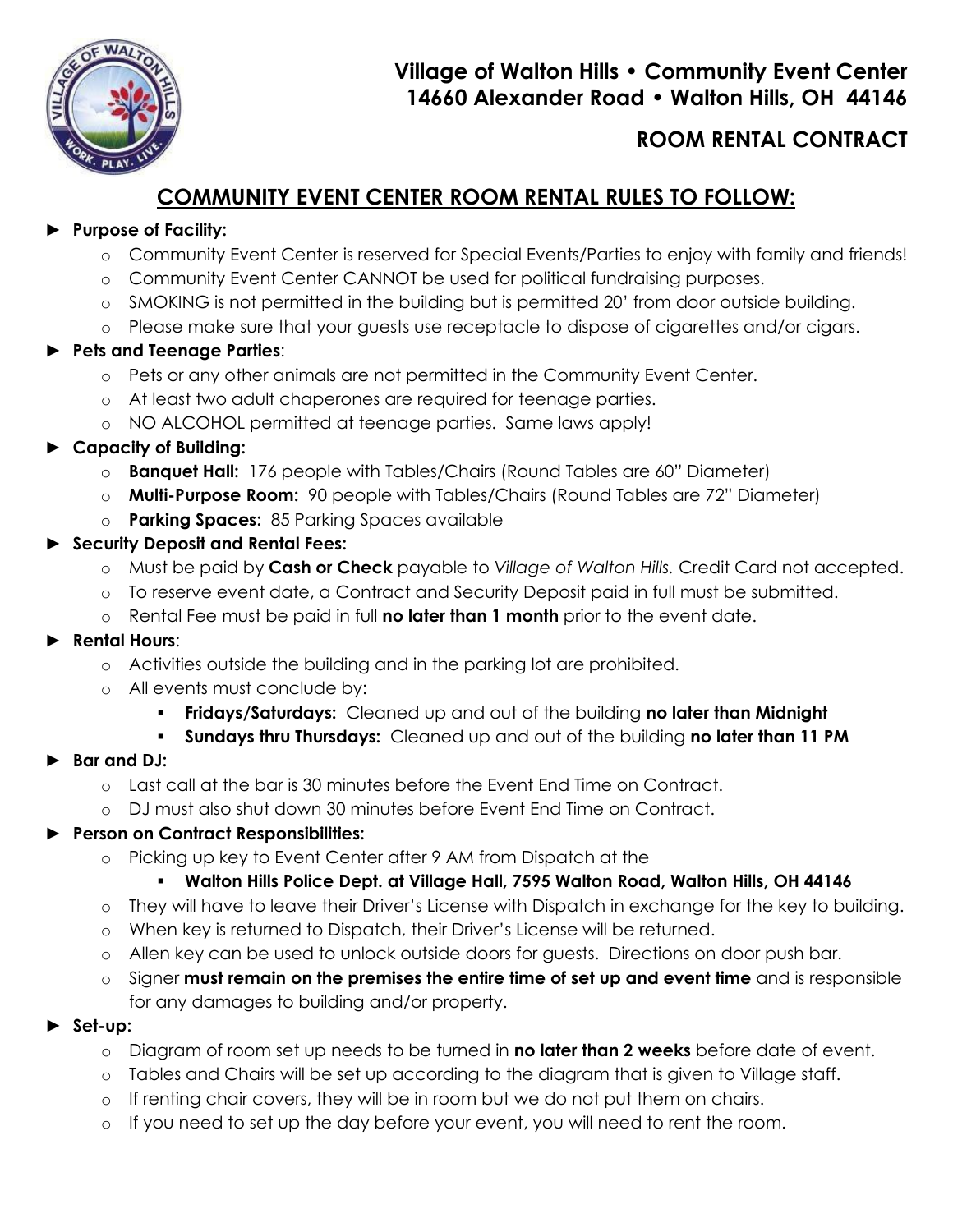# Village of Walton Hills • Community Event Center
# 14660 Alexander Road • Walton Hills, OH 44146

## ROOM RENTAL CONTRACT

## COMMUNITY EVENT CENTER ROOM RENTAL RULES TO FOLLOW:

- **Purpose of Facility:**
  - Community Event Center is reserved for Special Events/Parties to enjoy with family and friends!
  - Community Event Center CANNOT be used for political fundraising purposes.
  - SMOKING is not permitted in the building but is permitted 20' from door outside building.
  - Please make sure that your guests use receptacle to dispose of cigarettes and/or cigars.
- **Pets and Teenage Parties**:
  - Pets or any other animals are not permitted in the Community Event Center.
  - At least two adult chaperones are required for teenage parties.
  - NO ALCOHOL permitted at teenage parties. Same laws apply!
- **Capacity of Building:**
  - **Banquet Hall:** 176 people with Tables/Chairs (Round Tables are 60" Diameter)
  - **Multi-Purpose Room:** 90 people with Tables/Chairs (Round Tables are 72" Diameter)
  - **Parking Spaces:** 85 Parking Spaces available
- **Security Deposit and Rental Fees:**
  - Must be paid by **Cash or Check** payable to *Village of Walton Hills.* Credit Card not accepted.
  - To reserve event date, a Contract and Security Deposit paid in full must be submitted.
  - Rental Fee must be paid in full **no later than 1 month** prior to the event date.
- **Rental Hours**:
  - Activities outside the building and in the parking lot are prohibited.
  - All events must conclude by:
    - **Fridays/Saturdays:** Cleaned up and out of the building **no later than Midnight**
    - **Sundays thru Thursdays:** Cleaned up and out of the building **no later than 11 PM**
- **Bar and DJ:**
  - Last call at the bar is 30 minutes before the Event End Time on Contract.
  - DJ must also shut down 30 minutes before Event End Time on Contract.
- **Person on Contract Responsibilities:**
  - Picking up key to Event Center after 9 AM from Dispatch at the
    - **Walton Hills Police Dept. at Village Hall, 7595 Walton Road, Walton Hills, OH 44146**
  - They will have to leave their Driver's License with Dispatch in exchange for the key to building.
  - When key is returned to Dispatch, their Driver's License will be returned.
  - Allen key can be used to unlock outside doors for guests. Directions on door push bar.
  - Signer **must remain on the premises the entire time of set up and event time** and is responsible for any damages to building and/or property.
- **Set-up:**
  - Diagram of room set up needs to be turned in **no later than 2 weeks** before date of event.
  - Tables and Chairs will be set up according to the diagram that is given to Village staff.
  - If renting chair covers, they will be in room but we do not put them on chairs.
  - If you need to set up the day before your event, you will need to rent the room.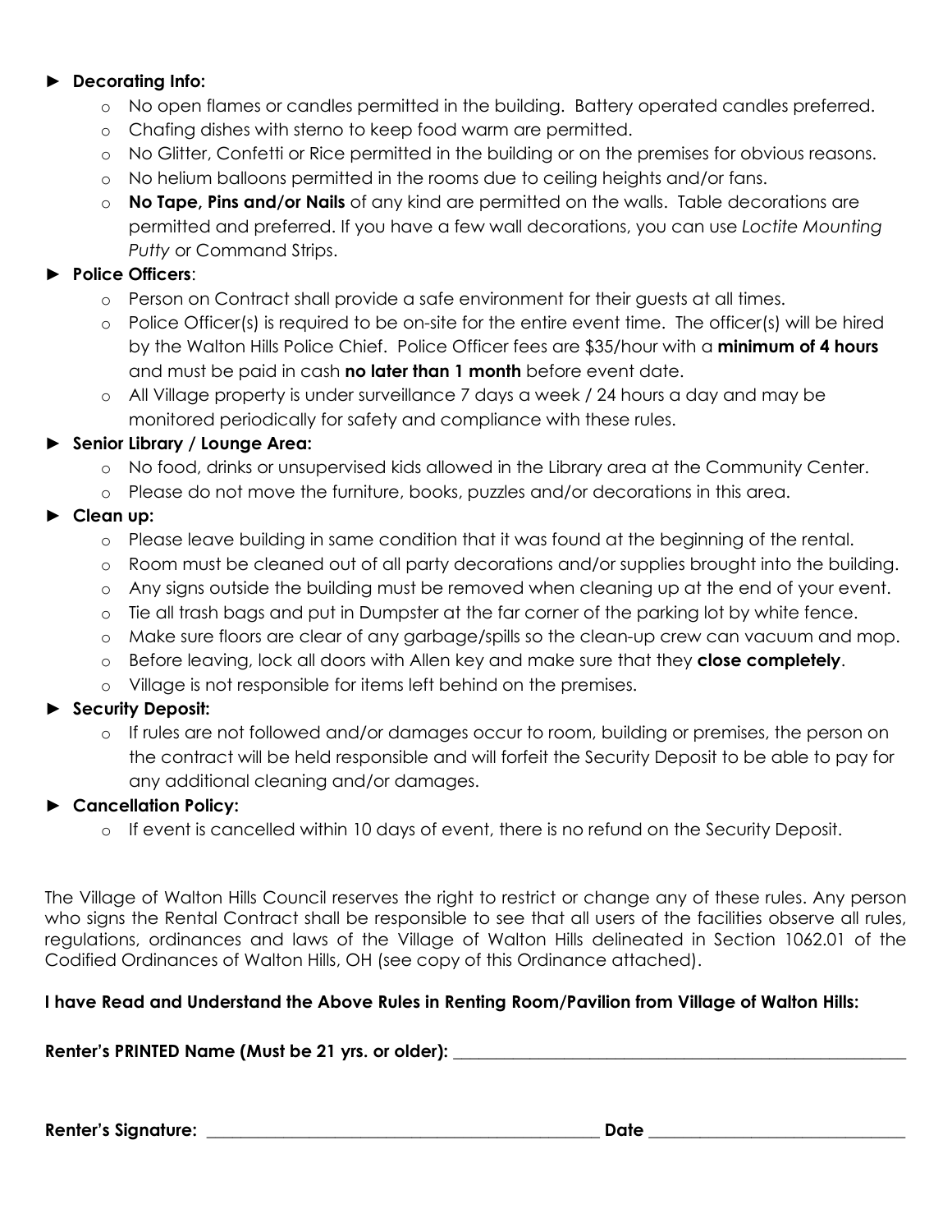► **Decorating Info:**

- No open flames or candles permitted in the building. Battery operated candles preferred.
- Chafing dishes with sterno to keep food warm are permitted.
- No Glitter, Confetti or Rice permitted in the building or on the premises for obvious reasons.
- No helium balloons permitted in the rooms due to ceiling heights and/or fans.
- **No Tape, Pins and/or Nails** of any kind are permitted on the walls. Table decorations are permitted and preferred. If you have a few wall decorations, you can use *Loctite Mounting Putty* or Command Strips.

► **Police Officers**:

- Person on Contract shall provide a safe environment for their guests at all times.
- Police Officer(s) is required to be on-site for the entire event time. The officer(s) will be hired by the Walton Hills Police Chief. Police Officer fees are $35/hour with a **minimum of 4 hours** and must be paid in cash **no later than 1 month** before event date.
- All Village property is under surveillance 7 days a week / 24 hours a day and may be monitored periodically for safety and compliance with these rules.

► **Senior Library / Lounge Area:**

- No food, drinks or unsupervised kids allowed in the Library area at the Community Center.
- Please do not move the furniture, books, puzzles and/or decorations in this area.

► **Clean up:**

- Please leave building in same condition that it was found at the beginning of the rental.
- Room must be cleaned out of all party decorations and/or supplies brought into the building.
- Any signs outside the building must be removed when cleaning up at the end of your event.
- Tie all trash bags and put in Dumpster at the far corner of the parking lot by white fence.
- Make sure floors are clear of any garbage/spills so the clean-up crew can vacuum and mop.
- Before leaving, lock all doors with Allen key and make sure that they **close completely**.
- Village is not responsible for items left behind on the premises.

► **Security Deposit:**

- If rules are not followed and/or damages occur to room, building or premises, the person on the contract will be held responsible and will forfeit the Security Deposit to be able to pay for any additional cleaning and/or damages.

► **Cancellation Policy:**

- If event is cancelled within 10 days of event, there is no refund on the Security Deposit.

The Village of Walton Hills Council reserves the right to restrict or change any of these rules. Any person who signs the Rental Contract shall be responsible to see that all users of the facilities observe all rules, regulations, ordinances and laws of the Village of Walton Hills delineated in Section 1062.01 of the Codified Ordinances of Walton Hills, OH (see copy of this Ordinance attached).

**I have Read and Understand the Above Rules in Renting Room/Pavilion from Village of Walton Hills:**

**Renter's PRINTED Name (Must be 21 yrs. or older):** ____________________

**Renter's Signature:** ____________________ **Date** ____________________